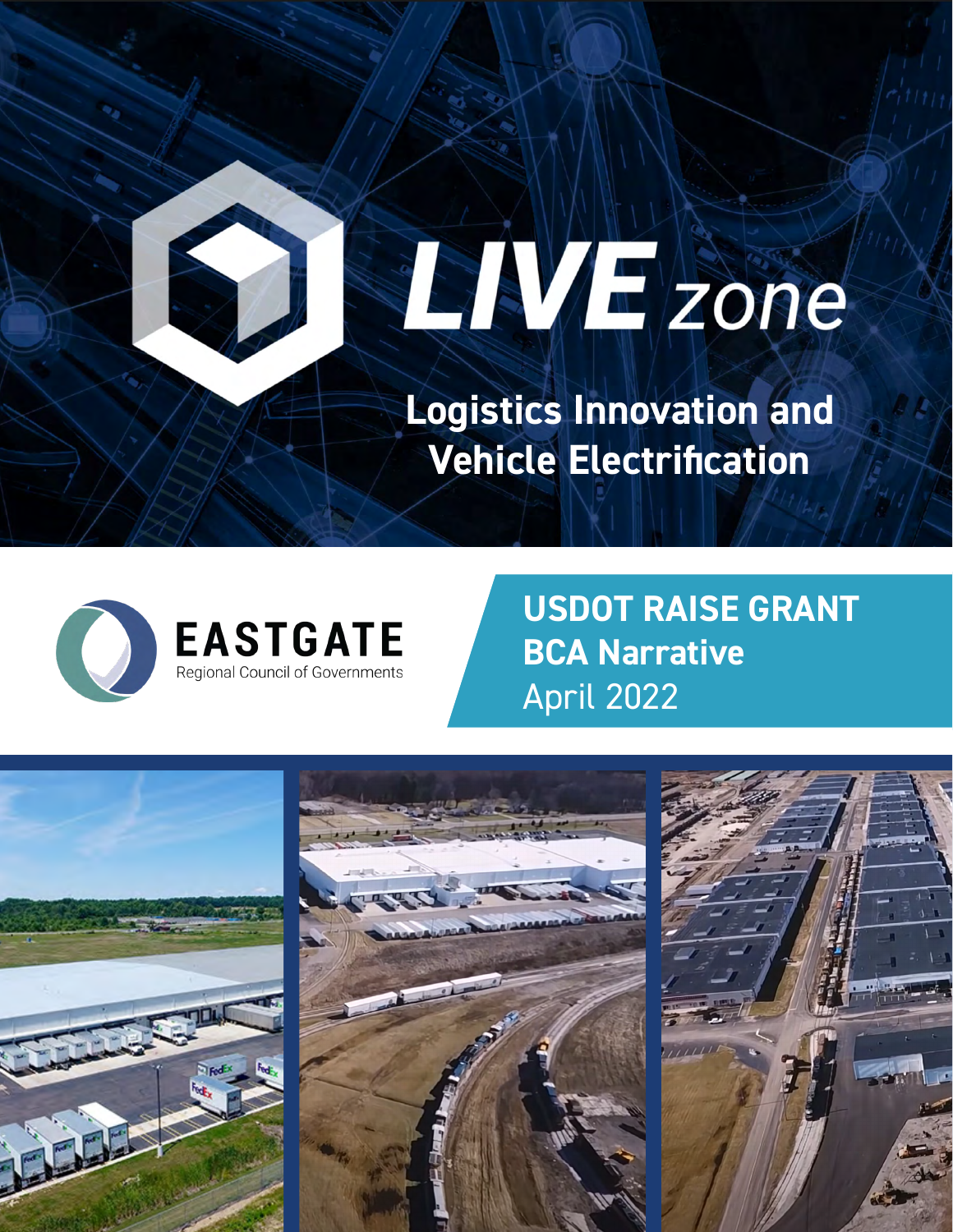# LIVE zone

## Logistics Innovation and Vehicle Electrification

EASTGATE
Regional Council of Governments

**USDOT RAISE GRANT**
**BCA Narrative**
April 2022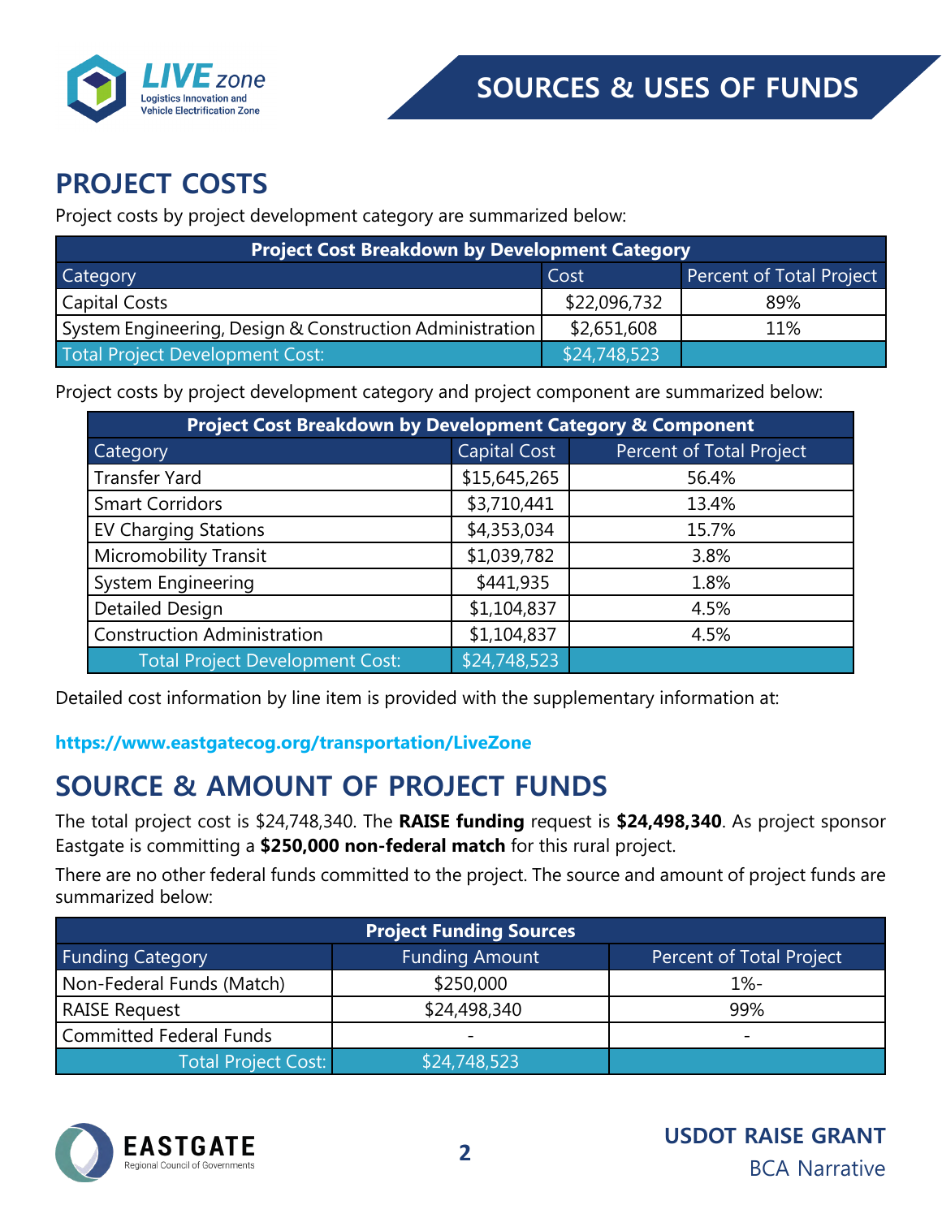# SOURCES & USES OF FUNDS

## PROJECT COSTS

Project costs by project development category are summarized below:

| Project Cost Breakdown by Development Category | | |
|---|---|---|
| Category | Cost | Percent of Total Project |
| Capital Costs | $22,096,732 | 89% |
| System Engineering, Design & Construction Administration | $2,651,608 | 11% |
| Total Project Development Cost: | $24,748,523 | |

Project costs by project development category and project component are summarized below:

| Project Cost Breakdown by Development Category & Component | | |
|---|---|---|
| Category | Capital Cost | Percent of Total Project |
| Transfer Yard | $15,645,265 | 56.4% |
| Smart Corridors | $3,710,441 | 13.4% |
| EV Charging Stations | $4,353,034 | 15.7% |
| Micromobility Transit | $1,039,782 | 3.8% |
| System Engineering | $441,935 | 1.8% |
| Detailed Design | $1,104,837 | 4.5% |
| Construction Administration | $1,104,837 | 4.5% |
| Total Project Development Cost: | $24,748,523 | |

Detailed cost information by line item is provided with the supplementary information at:

**https://www.eastgatecog.org/transportation/LiveZone**

## SOURCE & AMOUNT OF PROJECT FUNDS

The total project cost is $24,748,340. The **RAISE funding** request is **$24,498,340**. As project sponsor Eastgate is committing a **$250,000 non-federal match** for this rural project.

There are no other federal funds committed to the project. The source and amount of project funds are summarized below:

| Project Funding Sources | | |
|---|---|---|
| Funding Category | Funding Amount | Percent of Total Project |
| Non-Federal Funds (Match) | $250,000 | 1%- |
| RAISE Request | $24,498,340 | 99% |
| Committed Federal Funds | - | - |
| Total Project Cost: | $24,748,523 | |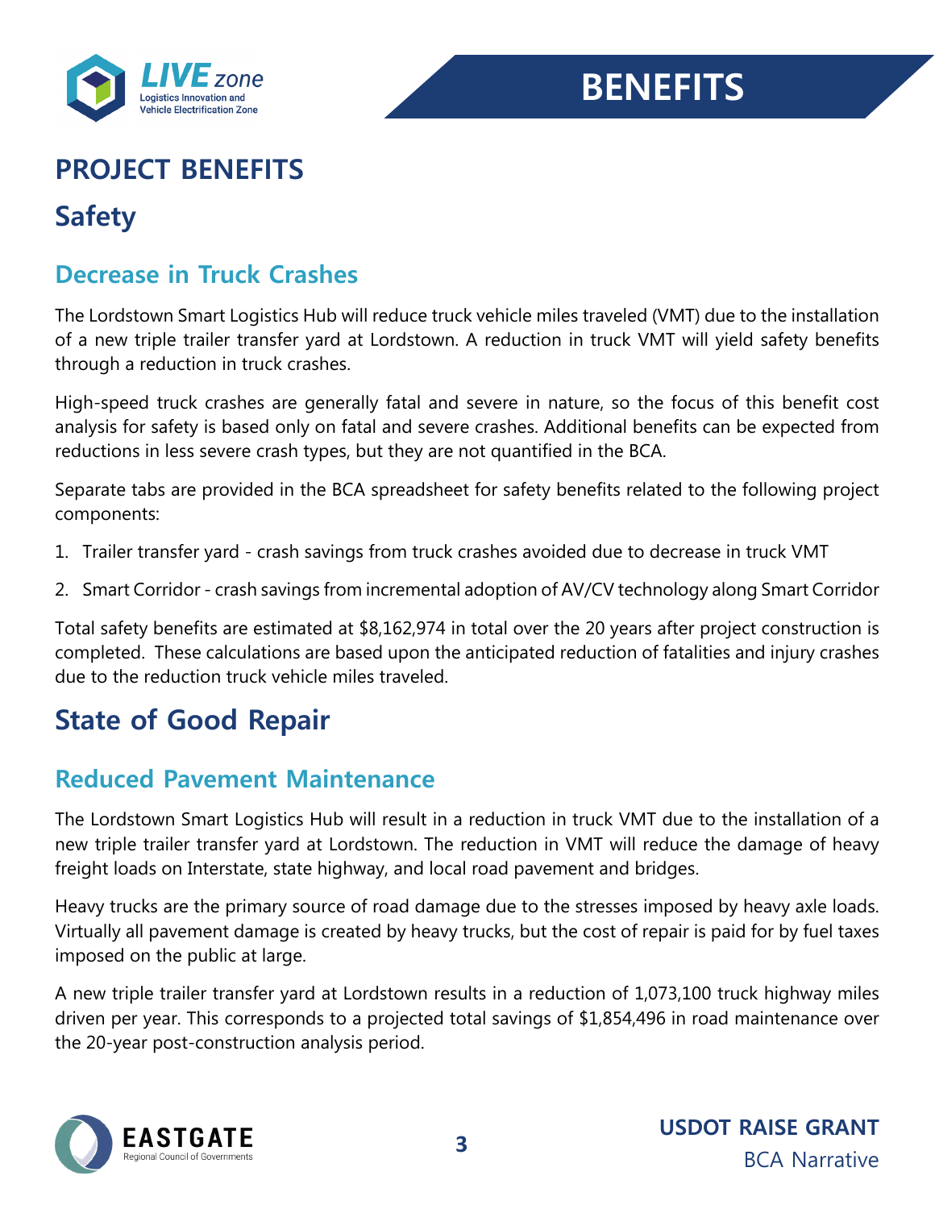# BENEFITS

## PROJECT BENEFITS

## Safety

### Decrease in Truck Crashes

The Lordstown Smart Logistics Hub will reduce truck vehicle miles traveled (VMT) due to the installation of a new triple trailer transfer yard at Lordstown. A reduction in truck VMT will yield safety benefits through a reduction in truck crashes.

High-speed truck crashes are generally fatal and severe in nature, so the focus of this benefit cost analysis for safety is based only on fatal and severe crashes. Additional benefits can be expected from reductions in less severe crash types, but they are not quantified in the BCA.

Separate tabs are provided in the BCA spreadsheet for safety benefits related to the following project components:

1. Trailer transfer yard - crash savings from truck crashes avoided due to decrease in truck VMT
2. Smart Corridor - crash savings from incremental adoption of AV/CV technology along Smart Corridor

Total safety benefits are estimated at $8,162,974 in total over the 20 years after project construction is completed. These calculations are based upon the anticipated reduction of fatalities and injury crashes due to the reduction truck vehicle miles traveled.

## State of Good Repair

### Reduced Pavement Maintenance

The Lordstown Smart Logistics Hub will result in a reduction in truck VMT due to the installation of a new triple trailer transfer yard at Lordstown. The reduction in VMT will reduce the damage of heavy freight loads on Interstate, state highway, and local road pavement and bridges.

Heavy trucks are the primary source of road damage due to the stresses imposed by heavy axle loads. Virtually all pavement damage is created by heavy trucks, but the cost of repair is paid for by fuel taxes imposed on the public at large.

A new triple trailer transfer yard at Lordstown results in a reduction of 1,073,100 truck highway miles driven per year. This corresponds to a projected total savings of $1,854,496 in road maintenance over the 20-year post-construction analysis period.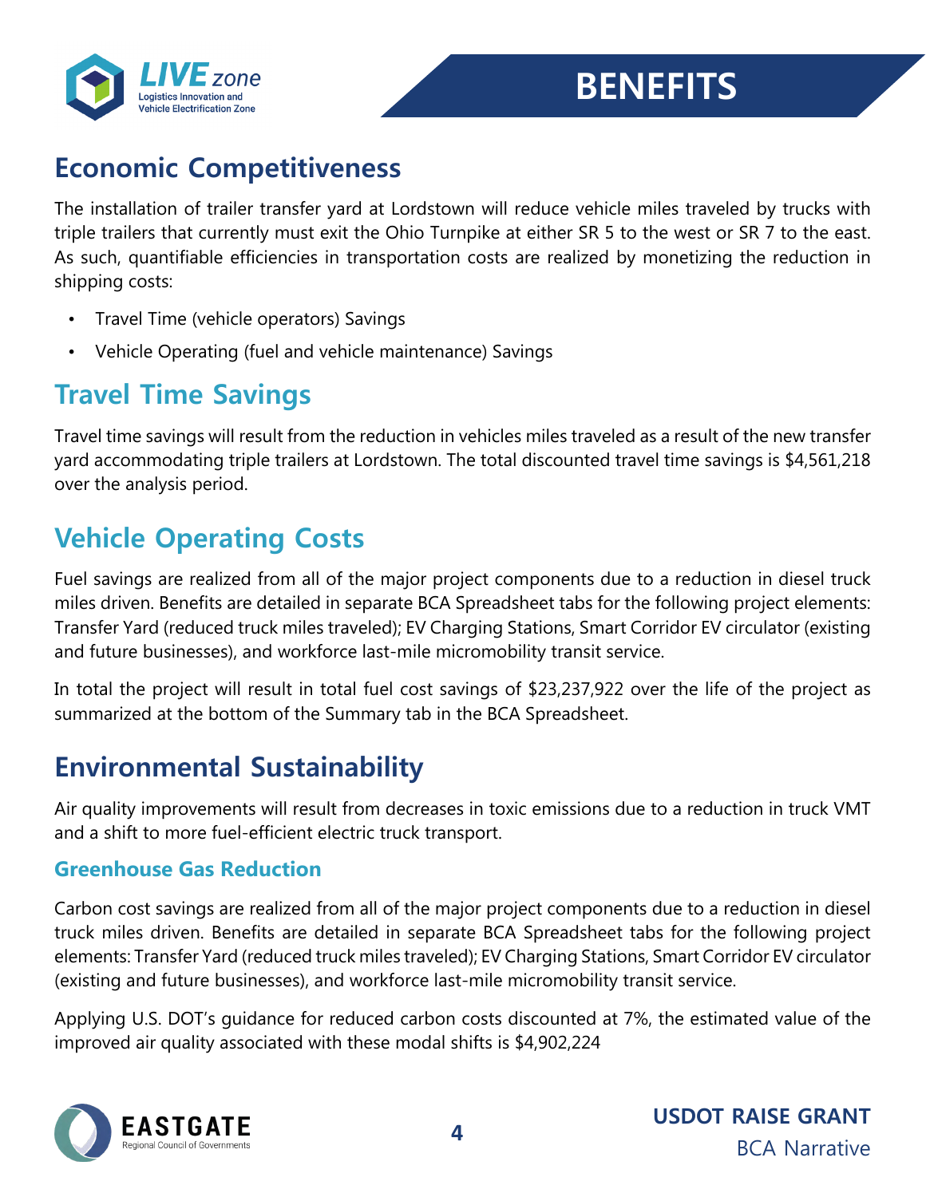# BENEFITS

## Economic Competitiveness

The installation of trailer transfer yard at Lordstown will reduce vehicle miles traveled by trucks with triple trailers that currently must exit the Ohio Turnpike at either SR 5 to the west or SR 7 to the east. As such, quantifiable efficiencies in transportation costs are realized by monetizing the reduction in shipping costs:

- Travel Time (vehicle operators) Savings
- Vehicle Operating (fuel and vehicle maintenance) Savings

## Travel Time Savings

Travel time savings will result from the reduction in vehicles miles traveled as a result of the new transfer yard accommodating triple trailers at Lordstown. The total discounted travel time savings is $4,561,218 over the analysis period.

## Vehicle Operating Costs

Fuel savings are realized from all of the major project components due to a reduction in diesel truck miles driven. Benefits are detailed in separate BCA Spreadsheet tabs for the following project elements: Transfer Yard (reduced truck miles traveled); EV Charging Stations, Smart Corridor EV circulator (existing and future businesses), and workforce last-mile micromobility transit service.

In total the project will result in total fuel cost savings of $23,237,922 over the life of the project as summarized at the bottom of the Summary tab in the BCA Spreadsheet.

## Environmental Sustainability

Air quality improvements will result from decreases in toxic emissions due to a reduction in truck VMT and a shift to more fuel-efficient electric truck transport.

### Greenhouse Gas Reduction

Carbon cost savings are realized from all of the major project components due to a reduction in diesel truck miles driven. Benefits are detailed in separate BCA Spreadsheet tabs for the following project elements: Transfer Yard (reduced truck miles traveled); EV Charging Stations, Smart Corridor EV circulator (existing and future businesses), and workforce last-mile micromobility transit service.

Applying U.S. DOT's guidance for reduced carbon costs discounted at 7%, the estimated value of the improved air quality associated with these modal shifts is $4,902,224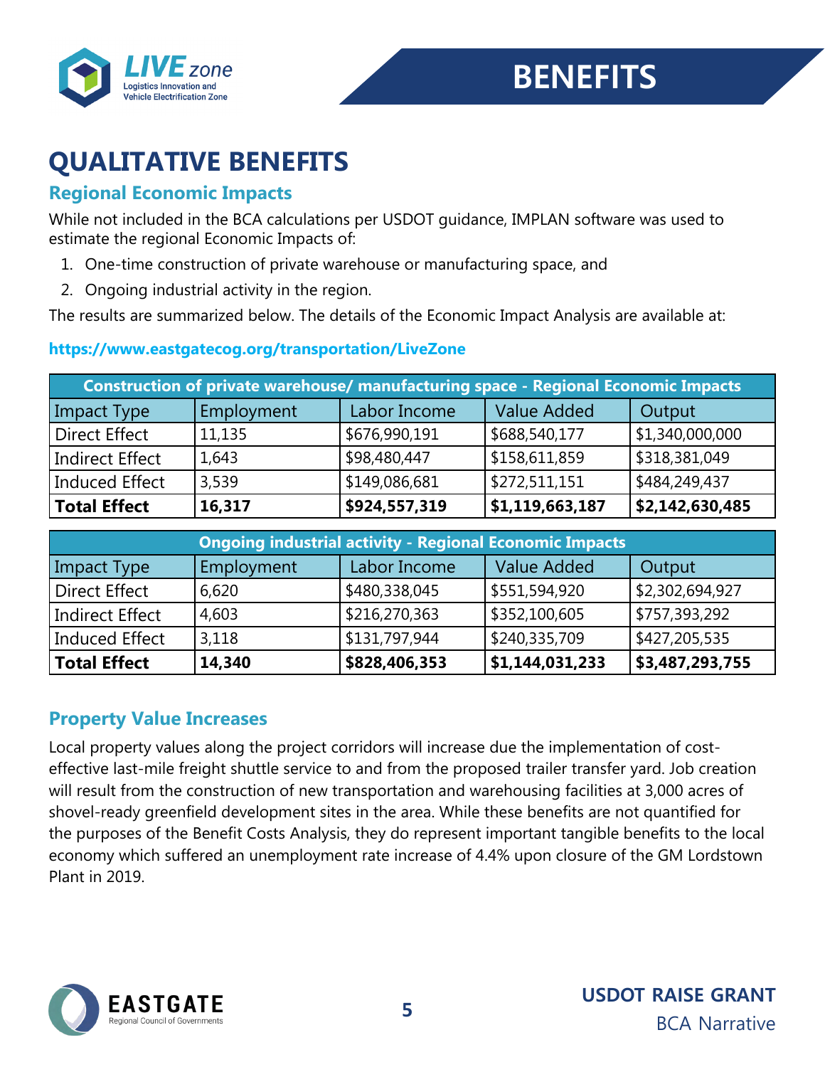# QUALITATIVE BENEFITS

## Regional Economic Impacts

While not included in the BCA calculations per USDOT guidance, IMPLAN software was used to estimate the regional Economic Impacts of:

1. One-time construction of private warehouse or manufacturing space, and
2. Ongoing industrial activity in the region.

The results are summarized below. The details of the Economic Impact Analysis are available at:

**https://www.eastgatecog.org/transportation/LiveZone**

| Construction of private warehouse/ manufacturing space - Regional Economic Impacts | | | | |
|---|---|---|---|---|
| Impact Type | Employment | Labor Income | Value Added | Output |
| Direct Effect | 11,135 | $676,990,191 | $688,540,177 | $1,340,000,000 |
| Indirect Effect | 1,643 | $98,480,447 | $158,611,859 | $318,381,049 |
| Induced Effect | 3,539 | $149,086,681 | $272,511,151 | $484,249,437 |
| **Total Effect** | **16,317** | **$924,557,319** | **$1,119,663,187** | **$2,142,630,485** |

| Ongoing industrial activity - Regional Economic Impacts | | | | |
|---|---|---|---|---|
| Impact Type | Employment | Labor Income | Value Added | Output |
| Direct Effect | 6,620 | $480,338,045 | $551,594,920 | $2,302,694,927 |
| Indirect Effect | 4,603 | $216,270,363 | $352,100,605 | $757,393,292 |
| Induced Effect | 3,118 | $131,797,944 | $240,335,709 | $427,205,535 |
| **Total Effect** | **14,340** | **$828,406,353** | **$1,144,031,233** | **$3,487,293,755** |

## Property Value Increases

Local property values along the project corridors will increase due the implementation of cost-effective last-mile freight shuttle service to and from the proposed trailer transfer yard. Job creation will result from the construction of new transportation and warehousing facilities at 3,000 acres of shovel-ready greenfield development sites in the area. While these benefits are not quantified for the purposes of the Benefit Costs Analysis, they do represent important tangible benefits to the local economy which suffered an unemployment rate increase of 4.4% upon closure of the GM Lordstown Plant in 2019.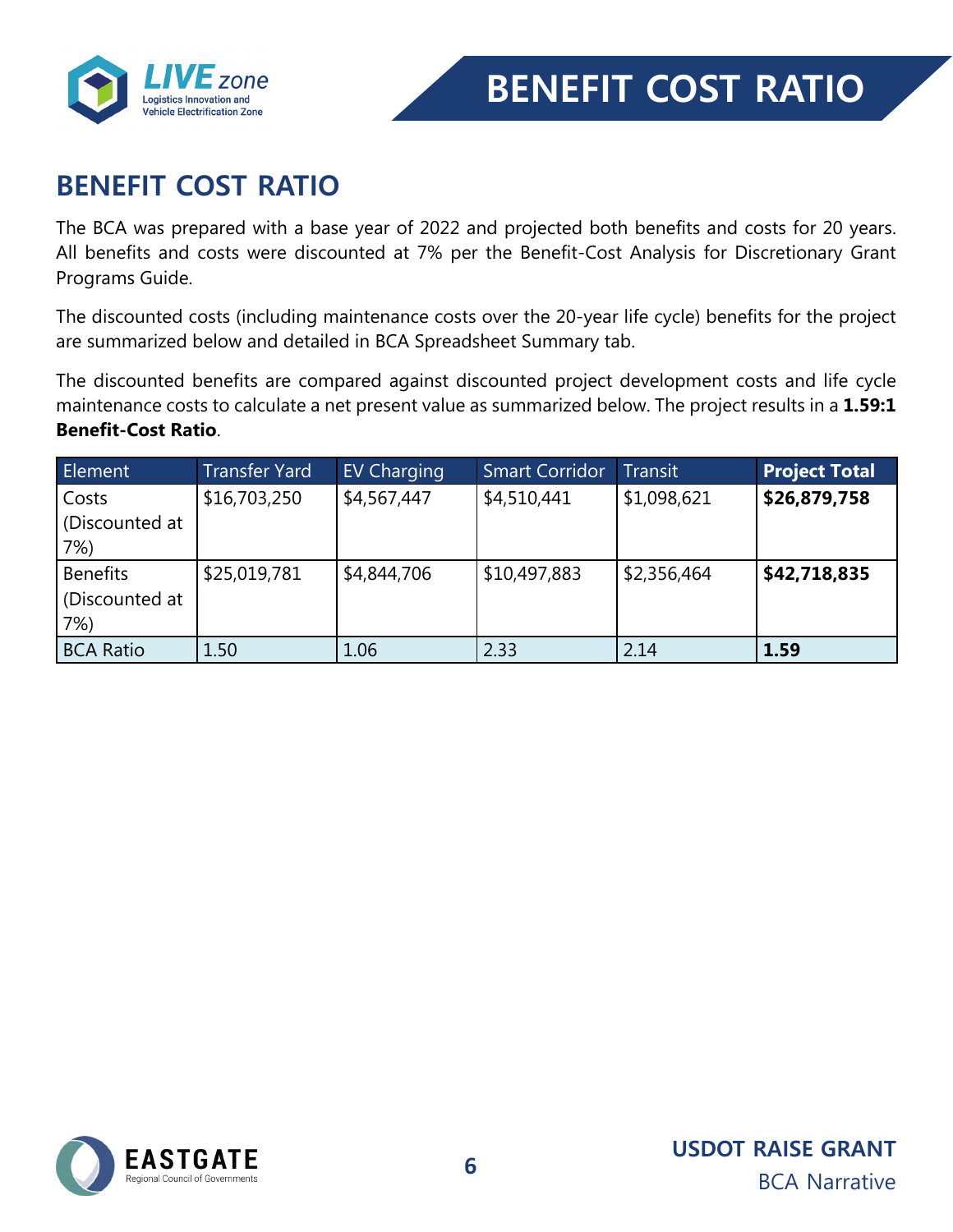## BENEFIT COST RATIO

The BCA was prepared with a base year of 2022 and projected both benefits and costs for 20 years. All benefits and costs were discounted at 7% per the Benefit-Cost Analysis for Discretionary Grant Programs Guide.

The discounted costs (including maintenance costs over the 20-year life cycle) benefits for the project are summarized below and detailed in BCA Spreadsheet Summary tab.

The discounted benefits are compared against discounted project development costs and life cycle maintenance costs to calculate a net present value as summarized below. The project results in a **1.59:1 Benefit-Cost Ratio**.

| Element | Transfer Yard | EV Charging | Smart Corridor | Transit | **Project Total** |
|---|---|---|---|---|---|
| Costs (Discounted at 7%) | $16,703,250 | $4,567,447 | $4,510,441 | $1,098,621 | **$26,879,758** |
| Benefits (Discounted at 7%) | $25,019,781 | $4,844,706 | $10,497,883 | $2,356,464 | **$42,718,835** |
| BCA Ratio | 1.50 | 1.06 | 2.33 | 2.14 | **1.59** |